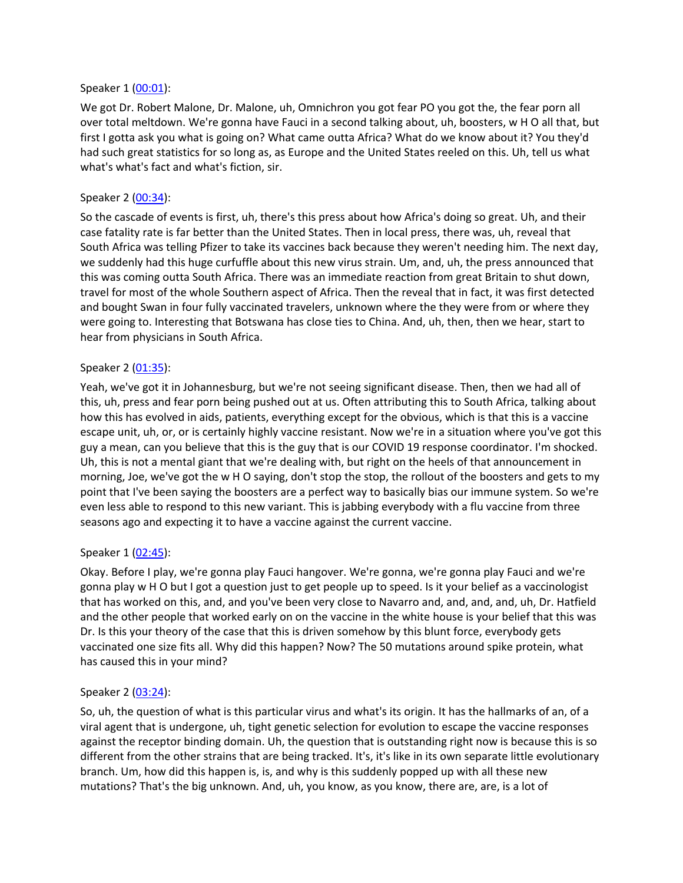Speaker 1 ([00:01](#)):

We got Dr. Robert Malone, Dr. Malone, uh, Omnichron you got fear PO you got the, the fear porn all over total meltdown. We're gonna have Fauci in a second talking about, uh, boosters, w H O all that, but first I gotta ask you what is going on? What came outta Africa? What do we know about it? You they'd had such great statistics for so long as, as Europe and the United States reeled on this. Uh, tell us what what's what's fact and what's fiction, sir.

Speaker 2 ([00:34](#)):

So the cascade of events is first, uh, there's this press about how Africa's doing so great. Uh, and their case fatality rate is far better than the United States. Then in local press, there was, uh, reveal that South Africa was telling Pfizer to take its vaccines back because they weren't needing him. The next day, we suddenly had this huge curfuffle about this new virus strain. Um, and, uh, the press announced that this was coming outta South Africa. There was an immediate reaction from great Britain to shut down, travel for most of the whole Southern aspect of Africa. Then the reveal that in fact, it was first detected and bought Swan in four fully vaccinated travelers, unknown where the they were from or where they were going to. Interesting that Botswana has close ties to China. And, uh, then, then we hear, start to hear from physicians in South Africa.

Speaker 2 ([01:35](#)):

Yeah, we've got it in Johannesburg, but we're not seeing significant disease. Then, then we had all of this, uh, press and fear porn being pushed out at us. Often attributing this to South Africa, talking about how this has evolved in aids, patients, everything except for the obvious, which is that this is a vaccine escape unit, uh, or, or is certainly highly vaccine resistant. Now we're in a situation where you've got this guy a mean, can you believe that this is the guy that is our COVID 19 response coordinator. I'm shocked. Uh, this is not a mental giant that we're dealing with, but right on the heels of that announcement in morning, Joe, we've got the w H O saying, don't stop the stop, the rollout of the boosters and gets to my point that I've been saying the boosters are a perfect way to basically bias our immune system. So we're even less able to respond to this new variant. This is jabbing everybody with a flu vaccine from three seasons ago and expecting it to have a vaccine against the current vaccine.

Speaker 1 ([02:45](#)):

Okay. Before I play, we're gonna play Fauci hangover. We're gonna, we're gonna play Fauci and we're gonna play w H O but I got a question just to get people up to speed. Is it your belief as a vaccinologist that has worked on this, and, and you've been very close to Navarro and, and, and, and, uh, Dr. Hatfield and the other people that worked early on on the vaccine in the white house is your belief that this was Dr. Is this your theory of the case that this is driven somehow by this blunt force, everybody gets vaccinated one size fits all. Why did this happen? Now? The 50 mutations around spike protein, what has caused this in your mind?

Speaker 2 ([03:24](#)):

So, uh, the question of what is this particular virus and what's its origin. It has the hallmarks of an, of a viral agent that is undergone, uh, tight genetic selection for evolution to escape the vaccine responses against the receptor binding domain. Uh, the question that is outstanding right now is because this is so different from the other strains that are being tracked. It's, it's like in its own separate little evolutionary branch. Um, how did this happen is, is, and why is this suddenly popped up with all these new mutations? That's the big unknown. And, uh, you know, as you know, there are, are, is a lot of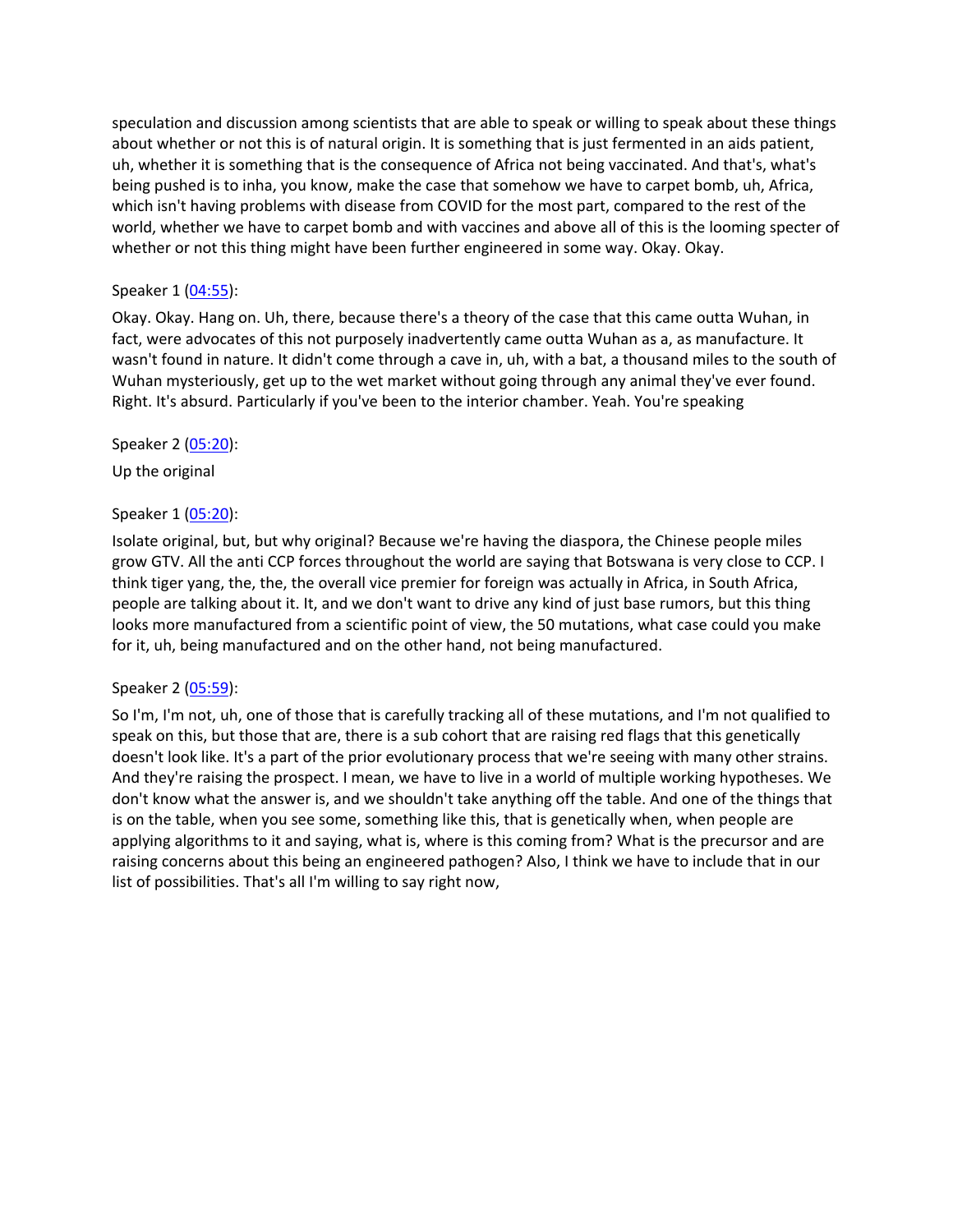speculation and discussion among scientists that are able to speak or willing to speak about these things about whether or not this is of natural origin. It is something that is just fermented in an aids patient, uh, whether it is something that is the consequence of Africa not being vaccinated. And that's, what's being pushed is to inha, you know, make the case that somehow we have to carpet bomb, uh, Africa, which isn't having problems with disease from COVID for the most part, compared to the rest of the world, whether we have to carpet bomb and with vaccines and above all of this is the looming specter of whether or not this thing might have been further engineered in some way. Okay. Okay.

Speaker 1 ([04:55](#)):

Okay. Okay. Hang on. Uh, there, because there's a theory of the case that this came outta Wuhan, in fact, were advocates of this not purposely inadvertently came outta Wuhan as a, as manufacture. It wasn't found in nature. It didn't come through a cave in, uh, with a bat, a thousand miles to the south of Wuhan mysteriously, get up to the wet market without going through any animal they've ever found. Right. It's absurd. Particularly if you've been to the interior chamber. Yeah. You're speaking

Speaker 2 ([05:20](#)):

Up the original

Speaker 1 ([05:20](#)):

Isolate original, but, but why original? Because we're having the diaspora, the Chinese people miles grow GTV. All the anti CCP forces throughout the world are saying that Botswana is very close to CCP. I think tiger yang, the, the, the overall vice premier for foreign was actually in Africa, in South Africa, people are talking about it. It, and we don't want to drive any kind of just base rumors, but this thing looks more manufactured from a scientific point of view, the 50 mutations, what case could you make for it, uh, being manufactured and on the other hand, not being manufactured.

Speaker 2 ([05:59](#)):

So I'm, I'm not, uh, one of those that is carefully tracking all of these mutations, and I'm not qualified to speak on this, but those that are, there is a sub cohort that are raising red flags that this genetically doesn't look like. It's a part of the prior evolutionary process that we're seeing with many other strains. And they're raising the prospect. I mean, we have to live in a world of multiple working hypotheses. We don't know what the answer is, and we shouldn't take anything off the table. And one of the things that is on the table, when you see some, something like this, that is genetically when, when people are applying algorithms to it and saying, what is, where is this coming from? What is the precursor and are raising concerns about this being an engineered pathogen? Also, I think we have to include that in our list of possibilities. That's all I'm willing to say right now,